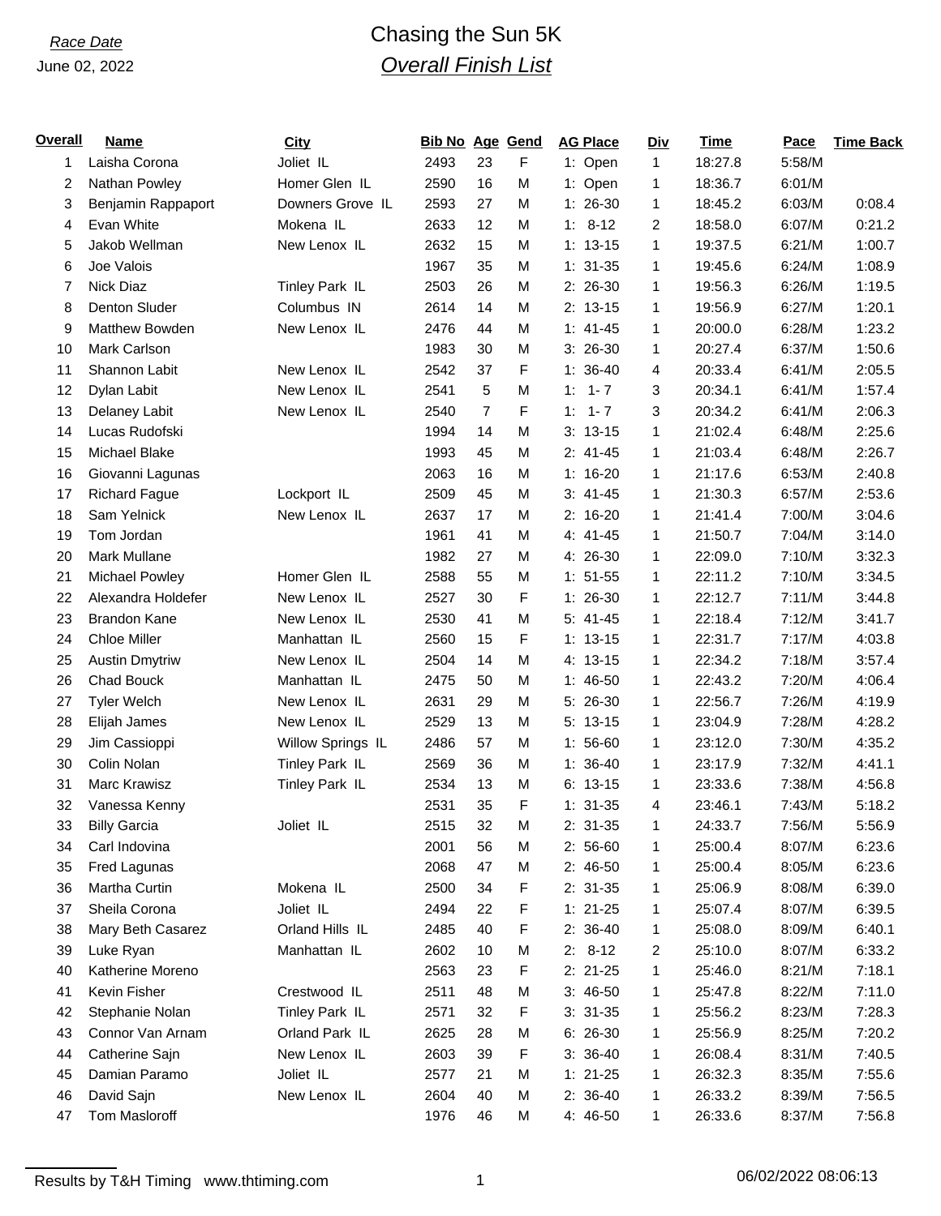*Race Date*
June 02, 2022

# Chasing the Sun 5K
## *Overall Finish List*

| Overall | Name | City | Bib No | Age | Gend | AG Place | Div | Time | Pace | Time Back |
|---|---|---|---|---|---|---|---|---|---|---|
| 1 | Laisha Corona | Joliet IL | 2493 | 23 | F | 1: Open | 1 | 18:27.8 | 5:58/M | |
| 2 | Nathan Powley | Homer Glen IL | 2590 | 16 | M | 1: Open | 1 | 18:36.7 | 6:01/M | |
| 3 | Benjamin Rappaport | Downers Grove IL | 2593 | 27 | M | 1: 26-30 | 1 | 18:45.2 | 6:03/M | 0:08.4 |
| 4 | Evan White | Mokena IL | 2633 | 12 | M | 1: 8-12 | 2 | 18:58.0 | 6:07/M | 0:21.2 |
| 5 | Jakob Wellman | New Lenox IL | 2632 | 15 | M | 1: 13-15 | 1 | 19:37.5 | 6:21/M | 1:00.7 |
| 6 | Joe Valois | | 1967 | 35 | M | 1: 31-35 | 1 | 19:45.6 | 6:24/M | 1:08.9 |
| 7 | Nick Diaz | Tinley Park IL | 2503 | 26 | M | 2: 26-30 | 1 | 19:56.3 | 6:26/M | 1:19.5 |
| 8 | Denton Sluder | Columbus IN | 2614 | 14 | M | 2: 13-15 | 1 | 19:56.9 | 6:27/M | 1:20.1 |
| 9 | Matthew Bowden | New Lenox IL | 2476 | 44 | M | 1: 41-45 | 1 | 20:00.0 | 6:28/M | 1:23.2 |
| 10 | Mark Carlson | | 1983 | 30 | M | 3: 26-30 | 1 | 20:27.4 | 6:37/M | 1:50.6 |
| 11 | Shannon Labit | New Lenox IL | 2542 | 37 | F | 1: 36-40 | 4 | 20:33.4 | 6:41/M | 2:05.5 |
| 12 | Dylan Labit | New Lenox IL | 2541 | 5 | M | 1: 1- 7 | 3 | 20:34.1 | 6:41/M | 1:57.4 |
| 13 | Delaney Labit | New Lenox IL | 2540 | 7 | F | 1: 1- 7 | 3 | 20:34.2 | 6:41/M | 2:06.3 |
| 14 | Lucas Rudofski | | 1994 | 14 | M | 3: 13-15 | 1 | 21:02.4 | 6:48/M | 2:25.6 |
| 15 | Michael Blake | | 1993 | 45 | M | 2: 41-45 | 1 | 21:03.4 | 6:48/M | 2:26.7 |
| 16 | Giovanni Lagunas | | 2063 | 16 | M | 1: 16-20 | 1 | 21:17.6 | 6:53/M | 2:40.8 |
| 17 | Richard Fague | Lockport IL | 2509 | 45 | M | 3: 41-45 | 1 | 21:30.3 | 6:57/M | 2:53.6 |
| 18 | Sam Yelnick | New Lenox IL | 2637 | 17 | M | 2: 16-20 | 1 | 21:41.4 | 7:00/M | 3:04.6 |
| 19 | Tom Jordan | | 1961 | 41 | M | 4: 41-45 | 1 | 21:50.7 | 7:04/M | 3:14.0 |
| 20 | Mark Mullane | | 1982 | 27 | M | 4: 26-30 | 1 | 22:09.0 | 7:10/M | 3:32.3 |
| 21 | Michael Powley | Homer Glen IL | 2588 | 55 | M | 1: 51-55 | 1 | 22:11.2 | 7:10/M | 3:34.5 |
| 22 | Alexandra Holdefer | New Lenox IL | 2527 | 30 | F | 1: 26-30 | 1 | 22:12.7 | 7:11/M | 3:44.8 |
| 23 | Brandon Kane | New Lenox IL | 2530 | 41 | M | 5: 41-45 | 1 | 22:18.4 | 7:12/M | 3:41.7 |
| 24 | Chloe Miller | Manhattan IL | 2560 | 15 | F | 1: 13-15 | 1 | 22:31.7 | 7:17/M | 4:03.8 |
| 25 | Austin Dmytriw | New Lenox IL | 2504 | 14 | M | 4: 13-15 | 1 | 22:34.2 | 7:18/M | 3:57.4 |
| 26 | Chad Bouck | Manhattan IL | 2475 | 50 | M | 1: 46-50 | 1 | 22:43.2 | 7:20/M | 4:06.4 |
| 27 | Tyler Welch | New Lenox IL | 2631 | 29 | M | 5: 26-30 | 1 | 22:56.7 | 7:26/M | 4:19.9 |
| 28 | Elijah James | New Lenox IL | 2529 | 13 | M | 5: 13-15 | 1 | 23:04.9 | 7:28/M | 4:28.2 |
| 29 | Jim Cassioppi | Willow Springs IL | 2486 | 57 | M | 1: 56-60 | 1 | 23:12.0 | 7:30/M | 4:35.2 |
| 30 | Colin Nolan | Tinley Park IL | 2569 | 36 | M | 1: 36-40 | 1 | 23:17.9 | 7:32/M | 4:41.1 |
| 31 | Marc Krawisz | Tinley Park IL | 2534 | 13 | M | 6: 13-15 | 1 | 23:33.6 | 7:38/M | 4:56.8 |
| 32 | Vanessa Kenny | | 2531 | 35 | F | 1: 31-35 | 4 | 23:46.1 | 7:43/M | 5:18.2 |
| 33 | Billy Garcia | Joliet IL | 2515 | 32 | M | 2: 31-35 | 1 | 24:33.7 | 7:56/M | 5:56.9 |
| 34 | Carl Indovina | | 2001 | 56 | M | 2: 56-60 | 1 | 25:00.4 | 8:07/M | 6:23.6 |
| 35 | Fred Lagunas | | 2068 | 47 | M | 2: 46-50 | 1 | 25:00.4 | 8:05/M | 6:23.6 |
| 36 | Martha Curtin | Mokena IL | 2500 | 34 | F | 2: 31-35 | 1 | 25:06.9 | 8:08/M | 6:39.0 |
| 37 | Sheila Corona | Joliet IL | 2494 | 22 | F | 1: 21-25 | 1 | 25:07.4 | 8:07/M | 6:39.5 |
| 38 | Mary Beth Casarez | Orland Hills IL | 2485 | 40 | F | 2: 36-40 | 1 | 25:08.0 | 8:09/M | 6:40.1 |
| 39 | Luke Ryan | Manhattan IL | 2602 | 10 | M | 2: 8-12 | 2 | 25:10.0 | 8:07/M | 6:33.2 |
| 40 | Katherine Moreno | | 2563 | 23 | F | 2: 21-25 | 1 | 25:46.0 | 8:21/M | 7:18.1 |
| 41 | Kevin Fisher | Crestwood IL | 2511 | 48 | M | 3: 46-50 | 1 | 25:47.8 | 8:22/M | 7:11.0 |
| 42 | Stephanie Nolan | Tinley Park IL | 2571 | 32 | F | 3: 31-35 | 1 | 25:56.2 | 8:23/M | 7:28.3 |
| 43 | Connor Van Arnam | Orland Park IL | 2625 | 28 | M | 6: 26-30 | 1 | 25:56.9 | 8:25/M | 7:20.2 |
| 44 | Catherine Sajn | New Lenox IL | 2603 | 39 | F | 3: 36-40 | 1 | 26:08.4 | 8:31/M | 7:40.5 |
| 45 | Damian Paramo | Joliet IL | 2577 | 21 | M | 1: 21-25 | 1 | 26:32.3 | 8:35/M | 7:55.6 |
| 46 | David Sajn | New Lenox IL | 2604 | 40 | M | 2: 36-40 | 1 | 26:33.2 | 8:39/M | 7:56.5 |
| 47 | Tom Masloroff | | 1976 | 46 | M | 4: 46-50 | 1 | 26:33.6 | 8:37/M | 7:56.8 |

Results by T&H Timing www.thtiming.com

06/02/2022 08:06:13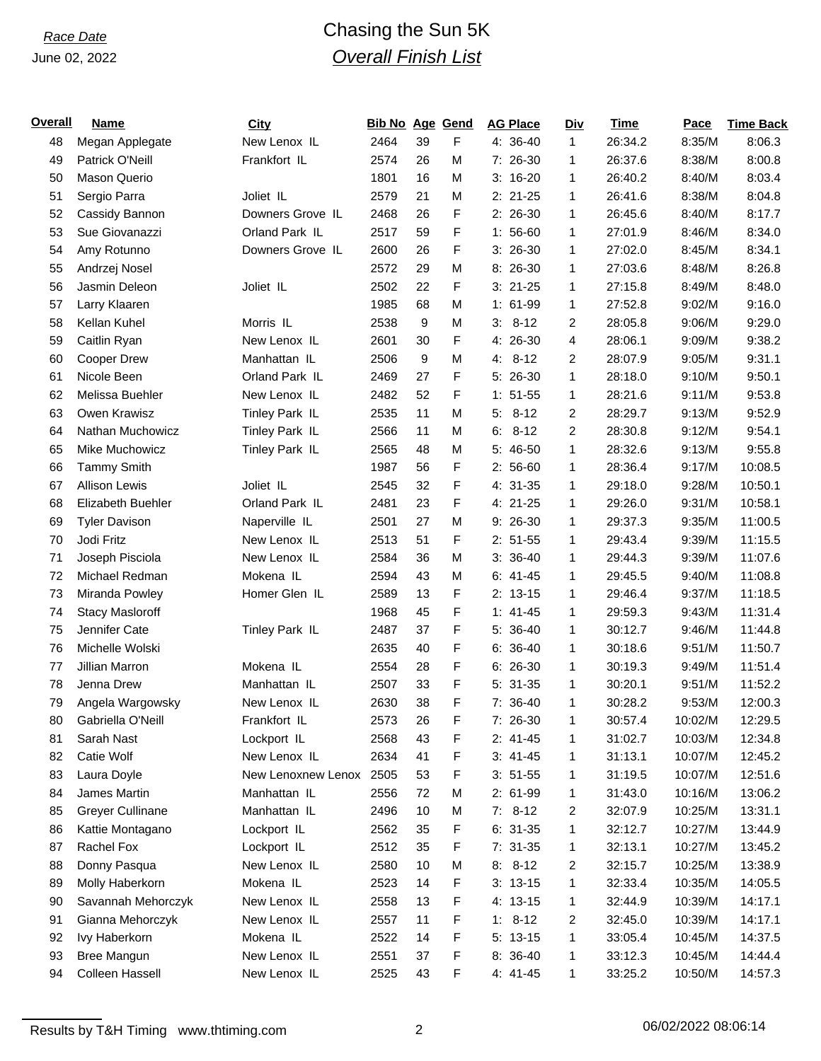*Race Date*

June 02, 2022

# Chasing the Sun 5K

## *Overall Finish List*

| Overall | Name | City | Bib No | Age | Gend | AG Place | Div | Time | Pace | Time Back |
|---|---|---|---|---|---|---|---|---|---|---|
| 48 | Megan Applegate | New Lenox IL | 2464 | 39 | F | 4: 36-40 | 1 | 26:34.2 | 8:35/M | 8:06.3 |
| 49 | Patrick O'Neill | Frankfort IL | 2574 | 26 | M | 7: 26-30 | 1 | 26:37.6 | 8:38/M | 8:00.8 |
| 50 | Mason Querio | | 1801 | 16 | M | 3: 16-20 | 1 | 26:40.2 | 8:40/M | 8:03.4 |
| 51 | Sergio Parra | Joliet IL | 2579 | 21 | M | 2: 21-25 | 1 | 26:41.6 | 8:38/M | 8:04.8 |
| 52 | Cassidy Bannon | Downers Grove IL | 2468 | 26 | F | 2: 26-30 | 1 | 26:45.6 | 8:40/M | 8:17.7 |
| 53 | Sue Giovanazzi | Orland Park IL | 2517 | 59 | F | 1: 56-60 | 1 | 27:01.9 | 8:46/M | 8:34.0 |
| 54 | Amy Rotunno | Downers Grove IL | 2600 | 26 | F | 3: 26-30 | 1 | 27:02.0 | 8:45/M | 8:34.1 |
| 55 | Andrzej Nosel | | 2572 | 29 | M | 8: 26-30 | 1 | 27:03.6 | 8:48/M | 8:26.8 |
| 56 | Jasmin Deleon | Joliet IL | 2502 | 22 | F | 3: 21-25 | 1 | 27:15.8 | 8:49/M | 8:48.0 |
| 57 | Larry Klaaren | | 1985 | 68 | M | 1: 61-99 | 1 | 27:52.8 | 9:02/M | 9:16.0 |
| 58 | Kellan Kuhel | Morris IL | 2538 | 9 | M | 3: 8-12 | 2 | 28:05.8 | 9:06/M | 9:29.0 |
| 59 | Caitlin Ryan | New Lenox IL | 2601 | 30 | F | 4: 26-30 | 4 | 28:06.1 | 9:09/M | 9:38.2 |
| 60 | Cooper Drew | Manhattan IL | 2506 | 9 | M | 4: 8-12 | 2 | 28:07.9 | 9:05/M | 9:31.1 |
| 61 | Nicole Been | Orland Park IL | 2469 | 27 | F | 5: 26-30 | 1 | 28:18.0 | 9:10/M | 9:50.1 |
| 62 | Melissa Buehler | New Lenox IL | 2482 | 52 | F | 1: 51-55 | 1 | 28:21.6 | 9:11/M | 9:53.8 |
| 63 | Owen Krawisz | Tinley Park IL | 2535 | 11 | M | 5: 8-12 | 2 | 28:29.7 | 9:13/M | 9:52.9 |
| 64 | Nathan Muchowicz | Tinley Park IL | 2566 | 11 | M | 6: 8-12 | 2 | 28:30.8 | 9:12/M | 9:54.1 |
| 65 | Mike Muchowicz | Tinley Park IL | 2565 | 48 | M | 5: 46-50 | 1 | 28:32.6 | 9:13/M | 9:55.8 |
| 66 | Tammy Smith | | 1987 | 56 | F | 2: 56-60 | 1 | 28:36.4 | 9:17/M | 10:08.5 |
| 67 | Allison Lewis | Joliet IL | 2545 | 32 | F | 4: 31-35 | 1 | 29:18.0 | 9:28/M | 10:50.1 |
| 68 | Elizabeth Buehler | Orland Park IL | 2481 | 23 | F | 4: 21-25 | 1 | 29:26.0 | 9:31/M | 10:58.1 |
| 69 | Tyler Davison | Naperville IL | 2501 | 27 | M | 9: 26-30 | 1 | 29:37.3 | 9:35/M | 11:00.5 |
| 70 | Jodi Fritz | New Lenox IL | 2513 | 51 | F | 2: 51-55 | 1 | 29:43.4 | 9:39/M | 11:15.5 |
| 71 | Joseph Pisciola | New Lenox IL | 2584 | 36 | M | 3: 36-40 | 1 | 29:44.3 | 9:39/M | 11:07.6 |
| 72 | Michael Redman | Mokena IL | 2594 | 43 | M | 6: 41-45 | 1 | 29:45.5 | 9:40/M | 11:08.8 |
| 73 | Miranda Powley | Homer Glen IL | 2589 | 13 | F | 2: 13-15 | 1 | 29:46.4 | 9:37/M | 11:18.5 |
| 74 | Stacy Masloroff | | 1968 | 45 | F | 1: 41-45 | 1 | 29:59.3 | 9:43/M | 11:31.4 |
| 75 | Jennifer Cate | Tinley Park IL | 2487 | 37 | F | 5: 36-40 | 1 | 30:12.7 | 9:46/M | 11:44.8 |
| 76 | Michelle Wolski | | 2635 | 40 | F | 6: 36-40 | 1 | 30:18.6 | 9:51/M | 11:50.7 |
| 77 | Jillian Marron | Mokena IL | 2554 | 28 | F | 6: 26-30 | 1 | 30:19.3 | 9:49/M | 11:51.4 |
| 78 | Jenna Drew | Manhattan IL | 2507 | 33 | F | 5: 31-35 | 1 | 30:20.1 | 9:51/M | 11:52.2 |
| 79 | Angela Wargowsky | New Lenox IL | 2630 | 38 | F | 7: 36-40 | 1 | 30:28.2 | 9:53/M | 12:00.3 |
| 80 | Gabriella O'Neill | Frankfort IL | 2573 | 26 | F | 7: 26-30 | 1 | 30:57.4 | 10:02/M | 12:29.5 |
| 81 | Sarah Nast | Lockport IL | 2568 | 43 | F | 2: 41-45 | 1 | 31:02.7 | 10:03/M | 12:34.8 |
| 82 | Catie Wolf | New Lenox IL | 2634 | 41 | F | 3: 41-45 | 1 | 31:13.1 | 10:07/M | 12:45.2 |
| 83 | Laura Doyle | New Lenoxnew Lenox | 2505 | 53 | F | 3: 51-55 | 1 | 31:19.5 | 10:07/M | 12:51.6 |
| 84 | James Martin | Manhattan IL | 2556 | 72 | M | 2: 61-99 | 1 | 31:43.0 | 10:16/M | 13:06.2 |
| 85 | Greyer Cullinane | Manhattan IL | 2496 | 10 | M | 7: 8-12 | 2 | 32:07.9 | 10:25/M | 13:31.1 |
| 86 | Kattie Montagano | Lockport IL | 2562 | 35 | F | 6: 31-35 | 1 | 32:12.7 | 10:27/M | 13:44.9 |
| 87 | Rachel Fox | Lockport IL | 2512 | 35 | F | 7: 31-35 | 1 | 32:13.1 | 10:27/M | 13:45.2 |
| 88 | Donny Pasqua | New Lenox IL | 2580 | 10 | M | 8: 8-12 | 2 | 32:15.7 | 10:25/M | 13:38.9 |
| 89 | Molly Haberkorn | Mokena IL | 2523 | 14 | F | 3: 13-15 | 1 | 32:33.4 | 10:35/M | 14:05.5 |
| 90 | Savannah Mehorczyk | New Lenox IL | 2558 | 13 | F | 4: 13-15 | 1 | 32:44.9 | 10:39/M | 14:17.1 |
| 91 | Gianna Mehorczyk | New Lenox IL | 2557 | 11 | F | 1: 8-12 | 2 | 32:45.0 | 10:39/M | 14:17.1 |
| 92 | Ivy Haberkorn | Mokena IL | 2522 | 14 | F | 5: 13-15 | 1 | 33:05.4 | 10:45/M | 14:37.5 |
| 93 | Bree Mangun | New Lenox IL | 2551 | 37 | F | 8: 36-40 | 1 | 33:12.3 | 10:45/M | 14:44.4 |
| 94 | Colleen Hassell | New Lenox IL | 2525 | 43 | F | 4: 41-45 | 1 | 33:25.2 | 10:50/M | 14:57.3 |

Results by T&H Timing www.thtiming.com

06/02/2022 08:06:14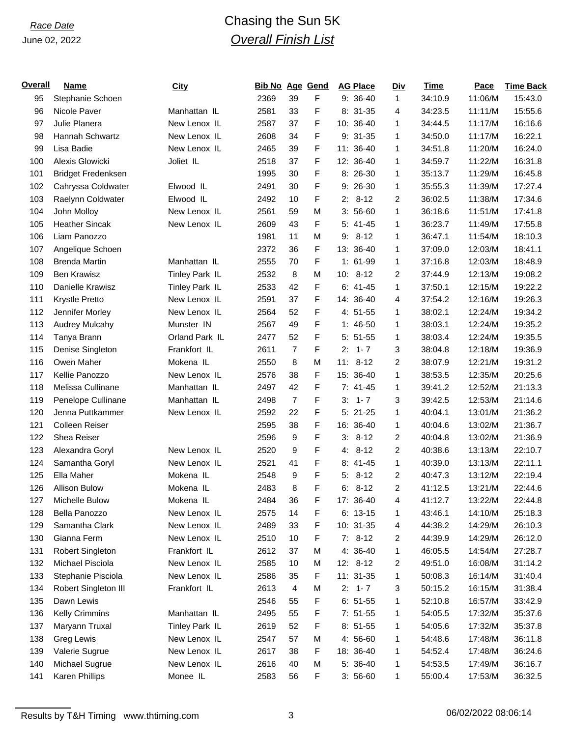Race Date

June 02, 2022

# Chasing the Sun 5K

## Overall Finish List

| Overall | Name | City | Bib No | Age | Gend | AG Place | Div | Time | Pace | Time Back |
|---|---|---|---|---|---|---|---|---|---|---|
| 95 | Stephanie Schoen | | 2369 | 39 | F | 9: 36-40 | 1 | 34:10.9 | 11:06/M | 15:43.0 |
| 96 | Nicole Paver | Manhattan IL | 2581 | 33 | F | 8: 31-35 | 4 | 34:23.5 | 11:11/M | 15:55.6 |
| 97 | Julie Planera | New Lenox IL | 2587 | 37 | F | 10: 36-40 | 1 | 34:44.5 | 11:17/M | 16:16.6 |
| 98 | Hannah Schwartz | New Lenox IL | 2608 | 34 | F | 9: 31-35 | 1 | 34:50.0 | 11:17/M | 16:22.1 |
| 99 | Lisa Badie | New Lenox IL | 2465 | 39 | F | 11: 36-40 | 1 | 34:51.8 | 11:20/M | 16:24.0 |
| 100 | Alexis Glowicki | Joliet IL | 2518 | 37 | F | 12: 36-40 | 1 | 34:59.7 | 11:22/M | 16:31.8 |
| 101 | Bridget Fredenksen | | 1995 | 30 | F | 8: 26-30 | 1 | 35:13.7 | 11:29/M | 16:45.8 |
| 102 | Cahryssa Coldwater | Elwood IL | 2491 | 30 | F | 9: 26-30 | 1 | 35:55.3 | 11:39/M | 17:27.4 |
| 103 | Raelynn Coldwater | Elwood IL | 2492 | 10 | F | 2: 8-12 | 2 | 36:02.5 | 11:38/M | 17:34.6 |
| 104 | John Molloy | New Lenox IL | 2561 | 59 | M | 3: 56-60 | 1 | 36:18.6 | 11:51/M | 17:41.8 |
| 105 | Heather Sincak | New Lenox IL | 2609 | 43 | F | 5: 41-45 | 1 | 36:23.7 | 11:49/M | 17:55.8 |
| 106 | Liam Panozzo | | 1981 | 11 | M | 9: 8-12 | 1 | 36:47.1 | 11:54/M | 18:10.3 |
| 107 | Angelique Schoen | | 2372 | 36 | F | 13: 36-40 | 1 | 37:09.0 | 12:03/M | 18:41.1 |
| 108 | Brenda Martin | Manhattan IL | 2555 | 70 | F | 1: 61-99 | 1 | 37:16.8 | 12:03/M | 18:48.9 |
| 109 | Ben Krawisz | Tinley Park IL | 2532 | 8 | M | 10: 8-12 | 2 | 37:44.9 | 12:13/M | 19:08.2 |
| 110 | Danielle Krawisz | Tinley Park IL | 2533 | 42 | F | 6: 41-45 | 1 | 37:50.1 | 12:15/M | 19:22.2 |
| 111 | Krystle Pretto | New Lenox IL | 2591 | 37 | F | 14: 36-40 | 4 | 37:54.2 | 12:16/M | 19:26.3 |
| 112 | Jennifer Morley | New Lenox IL | 2564 | 52 | F | 4: 51-55 | 1 | 38:02.1 | 12:24/M | 19:34.2 |
| 113 | Audrey Mulcahy | Munster IN | 2567 | 49 | F | 1: 46-50 | 1 | 38:03.1 | 12:24/M | 19:35.2 |
| 114 | Tanya Brann | Orland Park IL | 2477 | 52 | F | 5: 51-55 | 1 | 38:03.4 | 12:24/M | 19:35.5 |
| 115 | Denise Singleton | Frankfort IL | 2611 | 7 | F | 2: 1- 7 | 3 | 38:04.8 | 12:18/M | 19:36.9 |
| 116 | Owen Maher | Mokena IL | 2550 | 8 | M | 11: 8-12 | 2 | 38:07.9 | 12:21/M | 19:31.2 |
| 117 | Kellie Panozzo | New Lenox IL | 2576 | 38 | F | 15: 36-40 | 1 | 38:53.5 | 12:35/M | 20:25.6 |
| 118 | Melissa Cullinane | Manhattan IL | 2497 | 42 | F | 7: 41-45 | 1 | 39:41.2 | 12:52/M | 21:13.3 |
| 119 | Penelope Cullinane | Manhattan IL | 2498 | 7 | F | 3: 1- 7 | 3 | 39:42.5 | 12:53/M | 21:14.6 |
| 120 | Jenna Puttkammer | New Lenox IL | 2592 | 22 | F | 5: 21-25 | 1 | 40:04.1 | 13:01/M | 21:36.2 |
| 121 | Colleen Reiser | | 2595 | 38 | F | 16: 36-40 | 1 | 40:04.6 | 13:02/M | 21:36.7 |
| 122 | Shea Reiser | | 2596 | 9 | F | 3: 8-12 | 2 | 40:04.8 | 13:02/M | 21:36.9 |
| 123 | Alexandra Goryl | New Lenox IL | 2520 | 9 | F | 4: 8-12 | 2 | 40:38.6 | 13:13/M | 22:10.7 |
| 124 | Samantha Goryl | New Lenox IL | 2521 | 41 | F | 8: 41-45 | 1 | 40:39.0 | 13:13/M | 22:11.1 |
| 125 | Ella Maher | Mokena IL | 2548 | 9 | F | 5: 8-12 | 2 | 40:47.3 | 13:12/M | 22:19.4 |
| 126 | Allison Bulow | Mokena IL | 2483 | 8 | F | 6: 8-12 | 2 | 41:12.5 | 13:21/M | 22:44.6 |
| 127 | Michelle Bulow | Mokena IL | 2484 | 36 | F | 17: 36-40 | 4 | 41:12.7 | 13:22/M | 22:44.8 |
| 128 | Bella Panozzo | New Lenox IL | 2575 | 14 | F | 6: 13-15 | 1 | 43:46.1 | 14:10/M | 25:18.3 |
| 129 | Samantha Clark | New Lenox IL | 2489 | 33 | F | 10: 31-35 | 4 | 44:38.2 | 14:29/M | 26:10.3 |
| 130 | Gianna Ferm | New Lenox IL | 2510 | 10 | F | 7: 8-12 | 2 | 44:39.9 | 14:29/M | 26:12.0 |
| 131 | Robert Singleton | Frankfort IL | 2612 | 37 | M | 4: 36-40 | 1 | 46:05.5 | 14:54/M | 27:28.7 |
| 132 | Michael Pisciola | New Lenox IL | 2585 | 10 | M | 12: 8-12 | 2 | 49:51.0 | 16:08/M | 31:14.2 |
| 133 | Stephanie Pisciola | New Lenox IL | 2586 | 35 | F | 11: 31-35 | 1 | 50:08.3 | 16:14/M | 31:40.4 |
| 134 | Robert Singleton III | Frankfort IL | 2613 | 4 | M | 2: 1- 7 | 3 | 50:15.2 | 16:15/M | 31:38.4 |
| 135 | Dawn Lewis | | 2546 | 55 | F | 6: 51-55 | 1 | 52:10.8 | 16:57/M | 33:42.9 |
| 136 | Kelly Crimmins | Manhattan IL | 2495 | 55 | F | 7: 51-55 | 1 | 54:05.5 | 17:32/M | 35:37.6 |
| 137 | Maryann Truxal | Tinley Park IL | 2619 | 52 | F | 8: 51-55 | 1 | 54:05.6 | 17:32/M | 35:37.8 |
| 138 | Greg Lewis | New Lenox IL | 2547 | 57 | M | 4: 56-60 | 1 | 54:48.6 | 17:48/M | 36:11.8 |
| 139 | Valerie Sugrue | New Lenox IL | 2617 | 38 | F | 18: 36-40 | 1 | 54:52.4 | 17:48/M | 36:24.6 |
| 140 | Michael Sugrue | New Lenox IL | 2616 | 40 | M | 5: 36-40 | 1 | 54:53.5 | 17:49/M | 36:16.7 |
| 141 | Karen Phillips | Monee IL | 2583 | 56 | F | 3: 56-60 | 1 | 55:00.4 | 17:53/M | 36:32.5 |

Results by T&H Timing www.thtiming.com

06/02/2022 08:06:14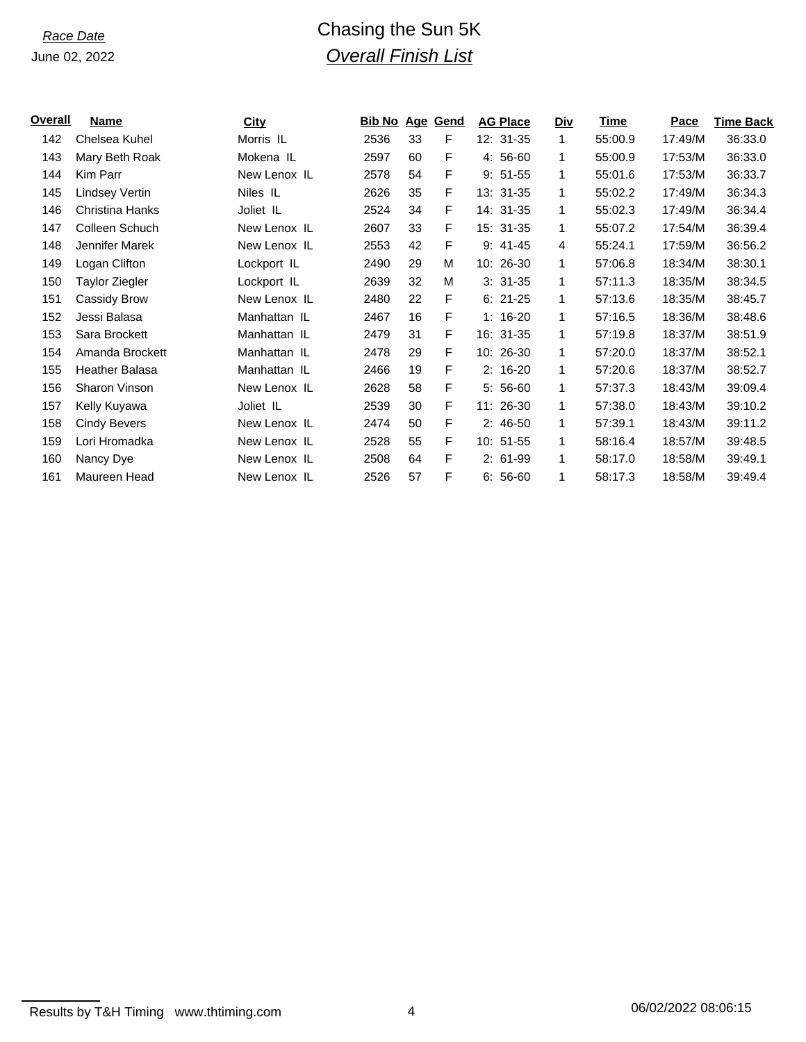*Race Date*

June 02, 2022

# Chasing the Sun 5K

## *Overall Finish List*

| Overall | Name | City | Bib No | Age | Gend | AG Place | Div | Time | Pace | Time Back |
|---|---|---|---|---|---|---|---|---|---|---|
| 142 | Chelsea Kuhel | Morris IL | 2536 | 33 | F | 12: 31-35 | 1 | 55:00.9 | 17:49/M | 36:33.0 |
| 143 | Mary Beth Roak | Mokena IL | 2597 | 60 | F | 4: 56-60 | 1 | 55:00.9 | 17:53/M | 36:33.0 |
| 144 | Kim Parr | New Lenox IL | 2578 | 54 | F | 9: 51-55 | 1 | 55:01.6 | 17:53/M | 36:33.7 |
| 145 | Lindsey Vertin | Niles IL | 2626 | 35 | F | 13: 31-35 | 1 | 55:02.2 | 17:49/M | 36:34.3 |
| 146 | Christina Hanks | Joliet IL | 2524 | 34 | F | 14: 31-35 | 1 | 55:02.3 | 17:49/M | 36:34.4 |
| 147 | Colleen Schuch | New Lenox IL | 2607 | 33 | F | 15: 31-35 | 1 | 55:07.2 | 17:54/M | 36:39.4 |
| 148 | Jennifer Marek | New Lenox IL | 2553 | 42 | F | 9: 41-45 | 4 | 55:24.1 | 17:59/M | 36:56.2 |
| 149 | Logan Clifton | Lockport IL | 2490 | 29 | M | 10: 26-30 | 1 | 57:06.8 | 18:34/M | 38:30.1 |
| 150 | Taylor Ziegler | Lockport IL | 2639 | 32 | M | 3: 31-35 | 1 | 57:11.3 | 18:35/M | 38:34.5 |
| 151 | Cassidy Brow | New Lenox IL | 2480 | 22 | F | 6: 21-25 | 1 | 57:13.6 | 18:35/M | 38:45.7 |
| 152 | Jessi Balasa | Manhattan IL | 2467 | 16 | F | 1: 16-20 | 1 | 57:16.5 | 18:36/M | 38:48.6 |
| 153 | Sara Brockett | Manhattan IL | 2479 | 31 | F | 16: 31-35 | 1 | 57:19.8 | 18:37/M | 38:51.9 |
| 154 | Amanda Brockett | Manhattan IL | 2478 | 29 | F | 10: 26-30 | 1 | 57:20.0 | 18:37/M | 38:52.1 |
| 155 | Heather Balasa | Manhattan IL | 2466 | 19 | F | 2: 16-20 | 1 | 57:20.6 | 18:37/M | 38:52.7 |
| 156 | Sharon Vinson | New Lenox IL | 2628 | 58 | F | 5: 56-60 | 1 | 57:37.3 | 18:43/M | 39:09.4 |
| 157 | Kelly Kuyawa | Joliet IL | 2539 | 30 | F | 11: 26-30 | 1 | 57:38.0 | 18:43/M | 39:10.2 |
| 158 | Cindy Bevers | New Lenox IL | 2474 | 50 | F | 2: 46-50 | 1 | 57:39.1 | 18:43/M | 39:11.2 |
| 159 | Lori Hromadka | New Lenox IL | 2528 | 55 | F | 10: 51-55 | 1 | 58:16.4 | 18:57/M | 39:48.5 |
| 160 | Nancy Dye | New Lenox IL | 2508 | 64 | F | 2: 61-99 | 1 | 58:17.0 | 18:58/M | 39:49.1 |
| 161 | Maureen Head | New Lenox IL | 2526 | 57 | F | 6: 56-60 | 1 | 58:17.3 | 18:58/M | 39:49.4 |